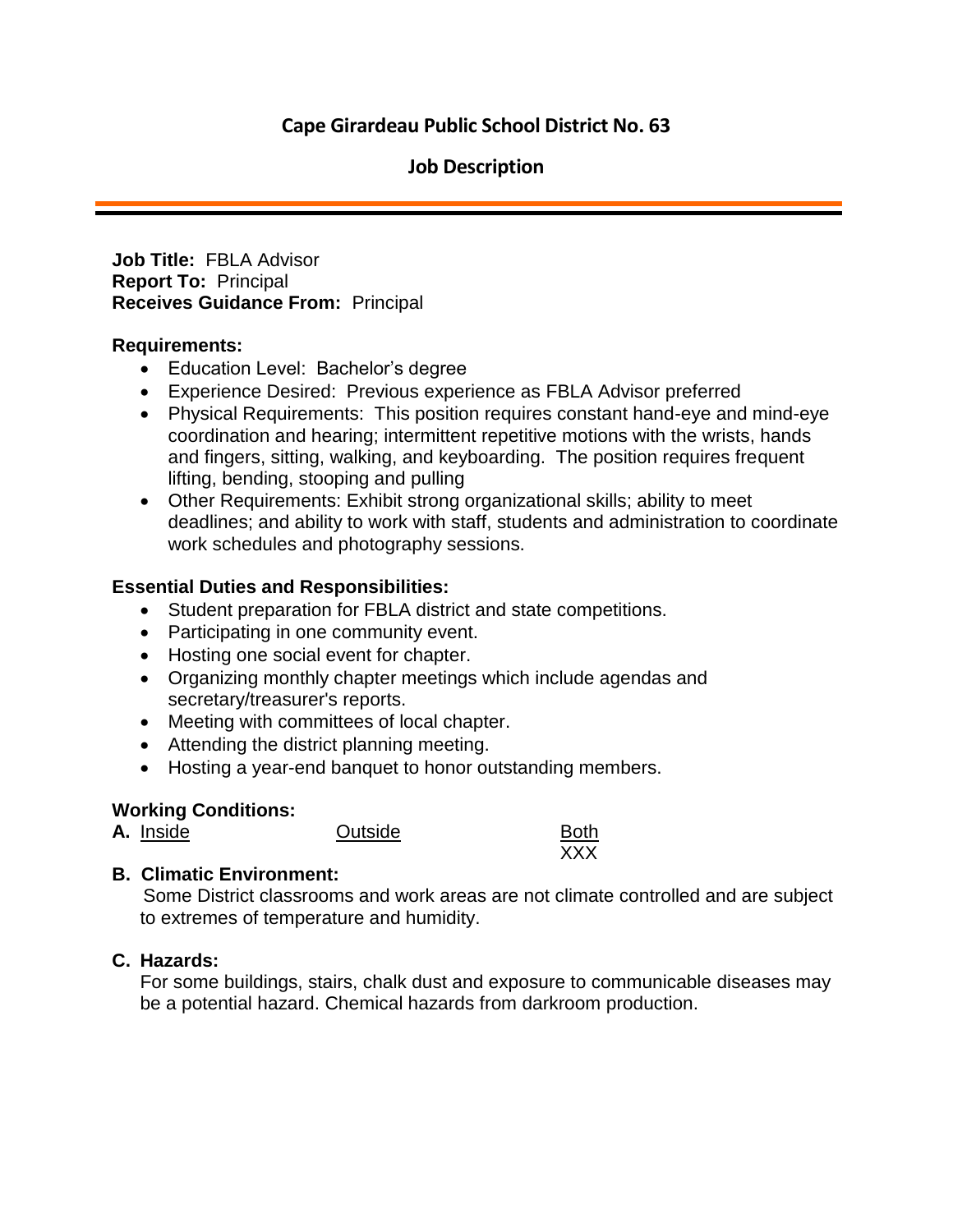# Cape Girardeau Public School District No. 63

## Job Description

---

**Job Title:** FBLA Advisor
**Report To:** Principal
**Receives Guidance From:** Principal

**Requirements:**

- Education Level: Bachelor's degree
- Experience Desired: Previous experience as FBLA Advisor preferred
- Physical Requirements: This position requires constant hand-eye and mind-eye coordination and hearing; intermittent repetitive motions with the wrists, hands and fingers, sitting, walking, and keyboarding. The position requires frequent lifting, bending, stooping and pulling
- Other Requirements: Exhibit strong organizational skills; ability to meet deadlines; and ability to work with staff, students and administration to coordinate work schedules and photography sessions.

**Essential Duties and Responsibilities:**

- Student preparation for FBLA district and state competitions.
- Participating in one community event.
- Hosting one social event for chapter.
- Organizing monthly chapter meetings which include agendas and secretary/treasurer's reports.
- Meeting with committees of local chapter.
- Attending the district planning meeting.
- Hosting a year-end banquet to honor outstanding members.

**Working Conditions:**

**A.**

| Inside | Outside | Both |
|---|---|---|
| | | XXX |

**B. Climatic Environment:**

Some District classrooms and work areas are not climate controlled and are subject to extremes of temperature and humidity.

**C. Hazards:**

For some buildings, stairs, chalk dust and exposure to communicable diseases may be a potential hazard. Chemical hazards from darkroom production.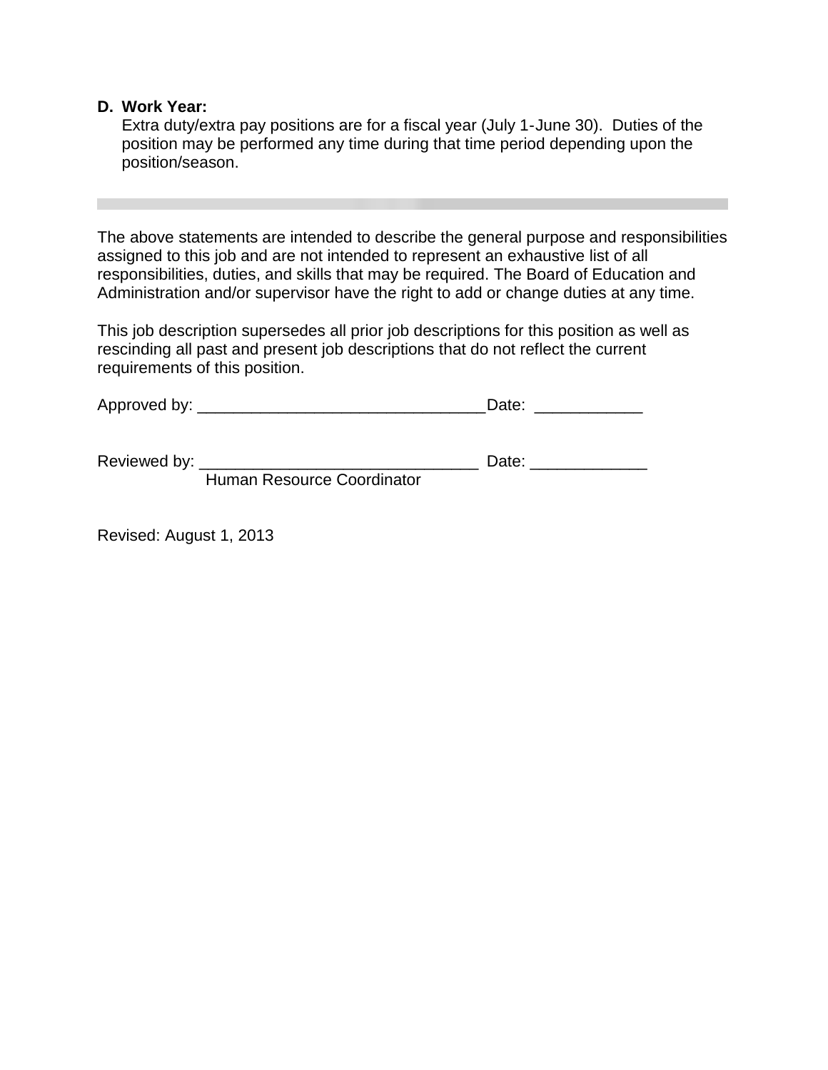**D. Work Year:**

Extra duty/extra pay positions are for a fiscal year (July 1-June 30). Duties of the position may be performed any time during that time period depending upon the position/season.

---

The above statements are intended to describe the general purpose and responsibilities assigned to this job and are not intended to represent an exhaustive list of all responsibilities, duties, and skills that may be required. The Board of Education and Administration and/or supervisor have the right to add or change duties at any time.

This job description supersedes all prior job descriptions for this position as well as rescinding all past and present job descriptions that do not reflect the current requirements of this position.

Approved by: ________________________________Date: ____________

Reviewed by: _______________________________ Date: _____________
Human Resource Coordinator

Revised: August 1, 2013